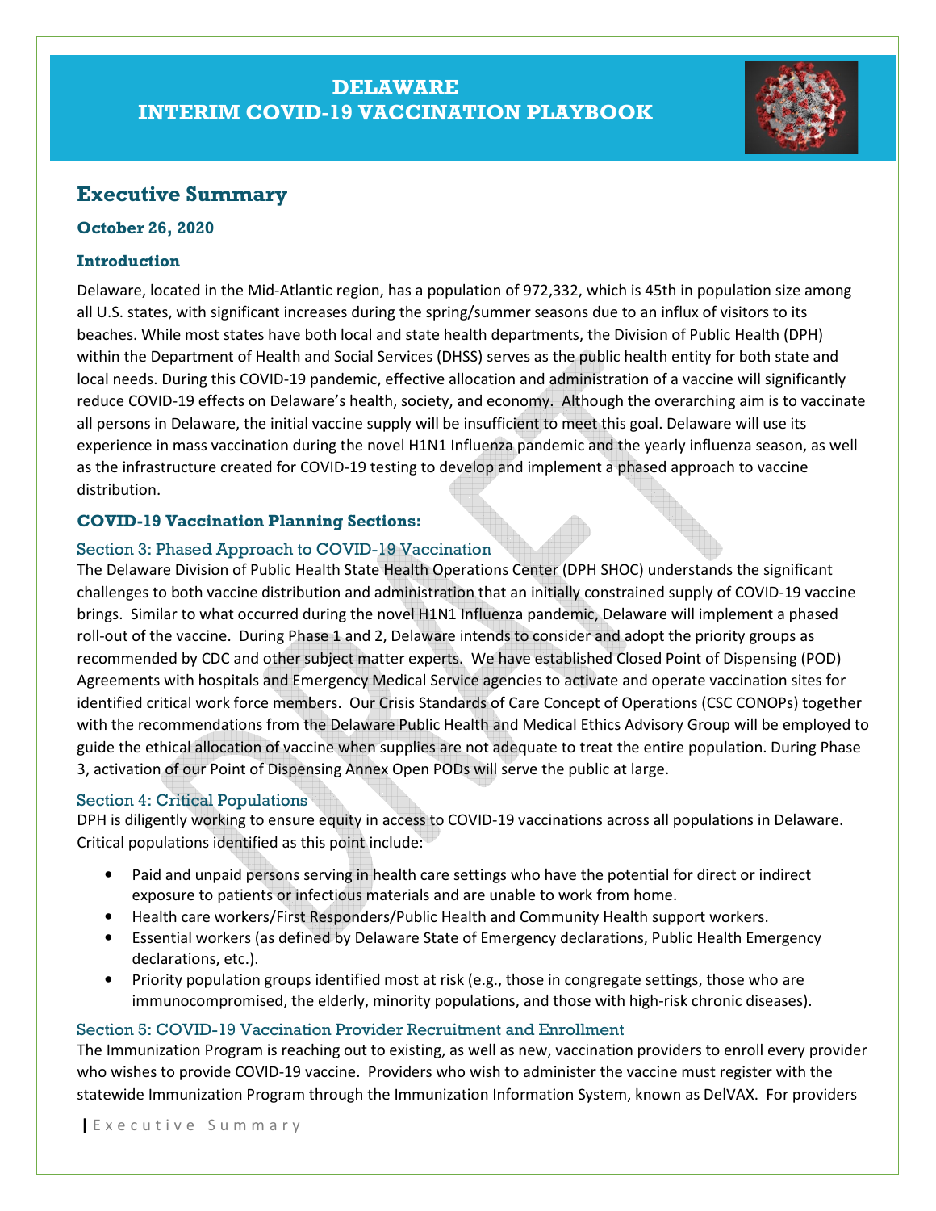# DELAWARE
# INTERIM COVID-19 VACCINATION PLAYBOOK

## Executive Summary

### October 26, 2020

### Introduction

Delaware, located in the Mid-Atlantic region, has a population of 972,332, which is 45th in population size among all U.S. states, with significant increases during the spring/summer seasons due to an influx of visitors to its beaches. While most states have both local and state health departments, the Division of Public Health (DPH) within the Department of Health and Social Services (DHSS) serves as the public health entity for both state and local needs. During this COVID-19 pandemic, effective allocation and administration of a vaccine will significantly reduce COVID-19 effects on Delaware's health, society, and economy. Although the overarching aim is to vaccinate all persons in Delaware, the initial vaccine supply will be insufficient to meet this goal. Delaware will use its experience in mass vaccination during the novel H1N1 Influenza pandemic and the yearly influenza season, as well as the infrastructure created for COVID-19 testing to develop and implement a phased approach to vaccine distribution.

### COVID-19 Vaccination Planning Sections:

#### Section 3: Phased Approach to COVID-19 Vaccination

The Delaware Division of Public Health State Health Operations Center (DPH SHOC) understands the significant challenges to both vaccine distribution and administration that an initially constrained supply of COVID-19 vaccine brings. Similar to what occurred during the novel H1N1 Influenza pandemic, Delaware will implement a phased roll-out of the vaccine. During Phase 1 and 2, Delaware intends to consider and adopt the priority groups as recommended by CDC and other subject matter experts. We have established Closed Point of Dispensing (POD) Agreements with hospitals and Emergency Medical Service agencies to activate and operate vaccination sites for identified critical work force members. Our Crisis Standards of Care Concept of Operations (CSC CONOPs) together with the recommendations from the Delaware Public Health and Medical Ethics Advisory Group will be employed to guide the ethical allocation of vaccine when supplies are not adequate to treat the entire population. During Phase 3, activation of our Point of Dispensing Annex Open PODs will serve the public at large.

#### Section 4: Critical Populations

DPH is diligently working to ensure equity in access to COVID-19 vaccinations across all populations in Delaware. Critical populations identified as this point include:

- Paid and unpaid persons serving in health care settings who have the potential for direct or indirect exposure to patients or infectious materials and are unable to work from home.
- Health care workers/First Responders/Public Health and Community Health support workers.
- Essential workers (as defined by Delaware State of Emergency declarations, Public Health Emergency declarations, etc.).
- Priority population groups identified most at risk (e.g., those in congregate settings, those who are immunocompromised, the elderly, minority populations, and those with high-risk chronic diseases).

#### Section 5: COVID-19 Vaccination Provider Recruitment and Enrollment

The Immunization Program is reaching out to existing, as well as new, vaccination providers to enroll every provider who wishes to provide COVID-19 vaccine. Providers who wish to administer the vaccine must register with the statewide Immunization Program through the Immunization Information System, known as DelVAX. For providers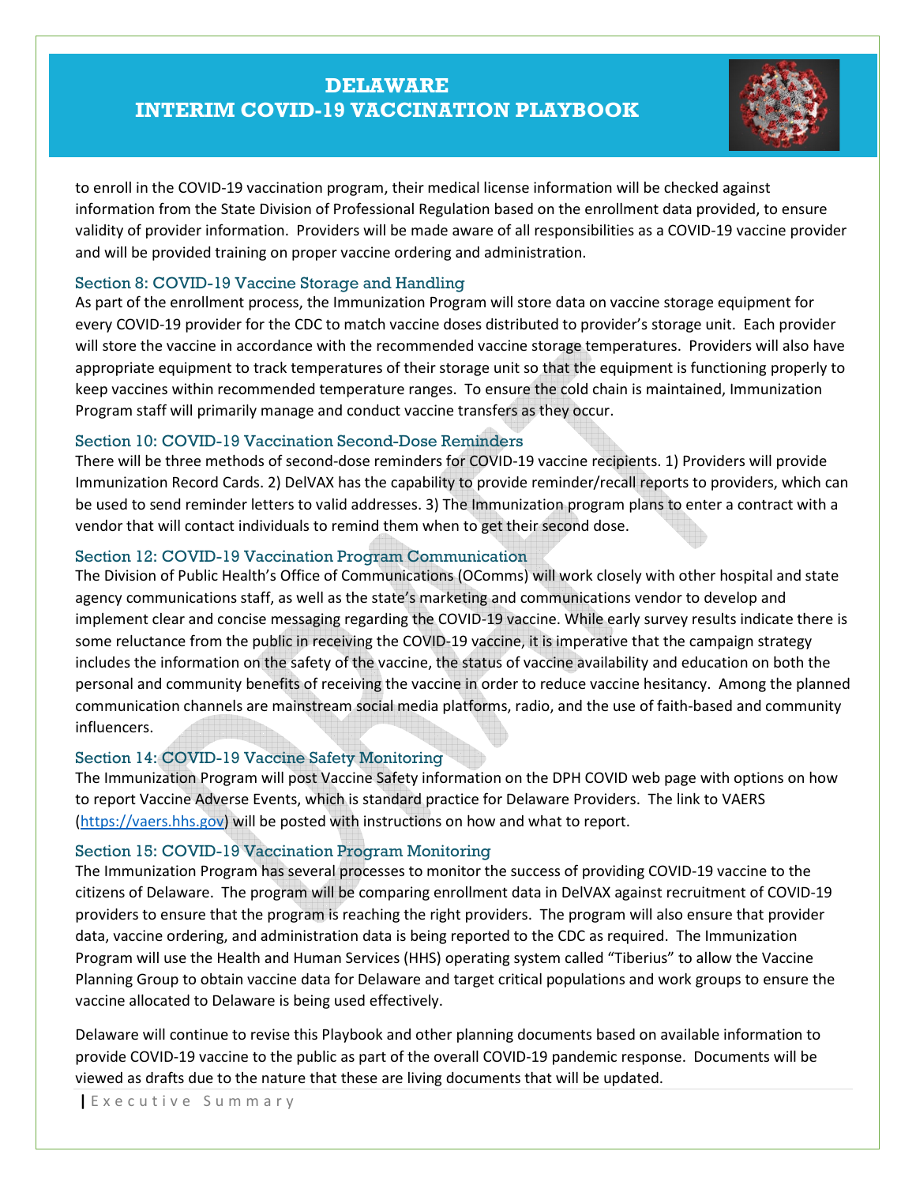to enroll in the COVID-19 vaccination program, their medical license information will be checked against information from the State Division of Professional Regulation based on the enrollment data provided, to ensure validity of provider information. Providers will be made aware of all responsibilities as a COVID-19 vaccine provider and will be provided training on proper vaccine ordering and administration.

### Section 8: COVID-19 Vaccine Storage and Handling

As part of the enrollment process, the Immunization Program will store data on vaccine storage equipment for every COVID-19 provider for the CDC to match vaccine doses distributed to provider's storage unit. Each provider will store the vaccine in accordance with the recommended vaccine storage temperatures. Providers will also have appropriate equipment to track temperatures of their storage unit so that the equipment is functioning properly to keep vaccines within recommended temperature ranges. To ensure the cold chain is maintained, Immunization Program staff will primarily manage and conduct vaccine transfers as they occur.

### Section 10: COVID-19 Vaccination Second-Dose Reminders

There will be three methods of second-dose reminders for COVID-19 vaccine recipients. 1) Providers will provide Immunization Record Cards. 2) DelVAX has the capability to provide reminder/recall reports to providers, which can be used to send reminder letters to valid addresses. 3) The Immunization program plans to enter a contract with a vendor that will contact individuals to remind them when to get their second dose.

### Section 12: COVID-19 Vaccination Program Communication

The Division of Public Health's Office of Communications (OComms) will work closely with other hospital and state agency communications staff, as well as the state's marketing and communications vendor to develop and implement clear and concise messaging regarding the COVID-19 vaccine. While early survey results indicate there is some reluctance from the public in receiving the COVID-19 vaccine, it is imperative that the campaign strategy includes the information on the safety of the vaccine, the status of vaccine availability and education on both the personal and community benefits of receiving the vaccine in order to reduce vaccine hesitancy. Among the planned communication channels are mainstream social media platforms, radio, and the use of faith-based and community influencers.

### Section 14: COVID-19 Vaccine Safety Monitoring

The Immunization Program will post Vaccine Safety information on the DPH COVID web page with options on how to report Vaccine Adverse Events, which is standard practice for Delaware Providers. The link to VAERS (https://vaers.hhs.gov) will be posted with instructions on how and what to report.

### Section 15: COVID-19 Vaccination Program Monitoring

The Immunization Program has several processes to monitor the success of providing COVID-19 vaccine to the citizens of Delaware. The program will be comparing enrollment data in DelVAX against recruitment of COVID-19 providers to ensure that the program is reaching the right providers. The program will also ensure that provider data, vaccine ordering, and administration data is being reported to the CDC as required. The Immunization Program will use the Health and Human Services (HHS) operating system called "Tiberius" to allow the Vaccine Planning Group to obtain vaccine data for Delaware and target critical populations and work groups to ensure the vaccine allocated to Delaware is being used effectively.

Delaware will continue to revise this Playbook and other planning documents based on available information to provide COVID-19 vaccine to the public as part of the overall COVID-19 pandemic response. Documents will be viewed as drafts due to the nature that these are living documents that will be updated.